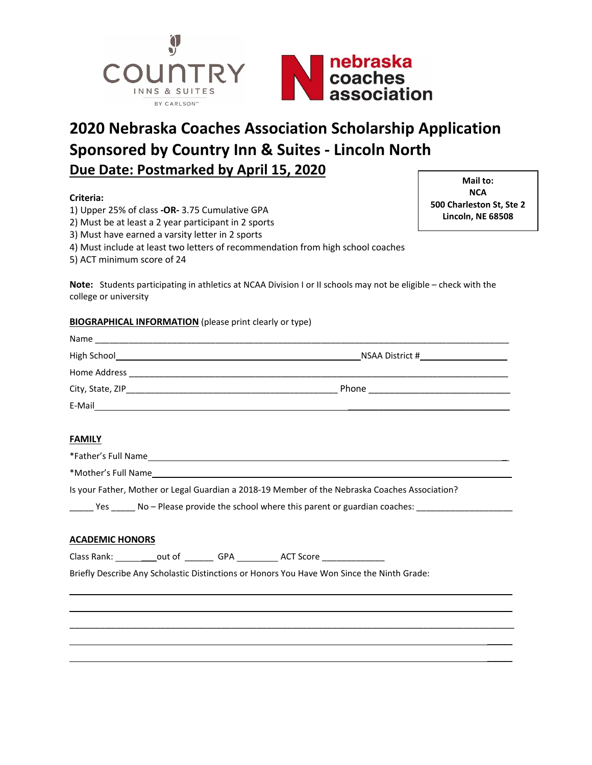COUNTRY INNS & SUITES BY CARLSON

nebraska coaches association

# 2020 Nebraska Coaches Association Scholarship Application
# Sponsored by Country Inn & Suites - Lincoln North
## Due Date: Postmarked by April 15, 2020

**Mail to:**
**NCA**
**500 Charleston St, Ste 2**
**Lincoln, NE 68508**

**Criteria:**

1) Upper 25% of class **-OR-** 3.75 Cumulative GPA
2) Must be at least a 2 year participant in 2 sports
3) Must have earned a varsity letter in 2 sports
4) Must include at least two letters of recommendation from high school coaches
5) ACT minimum score of 24

**Note:** Students participating in athletics at NCAA Division I or II schools may not be eligible – check with the college or university

**BIOGRAPHICAL INFORMATION** (please print clearly or type)

Name ____________________________________________

High School ______________________________ NSAA District # ____________

Home Address ____________________________________________

City, State, ZIP ______________________________ Phone ____________________

E-Mail ____________________________________________

**FAMILY**

*Father's Full Name ____________________________________________

*Mother's Full Name ____________________________________________

Is your Father, Mother or Legal Guardian a 2018-19 Member of the Nebraska Coaches Association?

_____ Yes _____ No – Please provide the school where this parent or guardian coaches: ____________________

**ACADEMIC HONORS**

Class Rank: ________ out of ______ GPA ________ ACT Score ____________

Briefly Describe Any Scholastic Distinctions or Honors You Have Won Since the Ninth Grade:

____________________________________________

____________________________________________

____________________________________________

____________________________________________

____________________________________________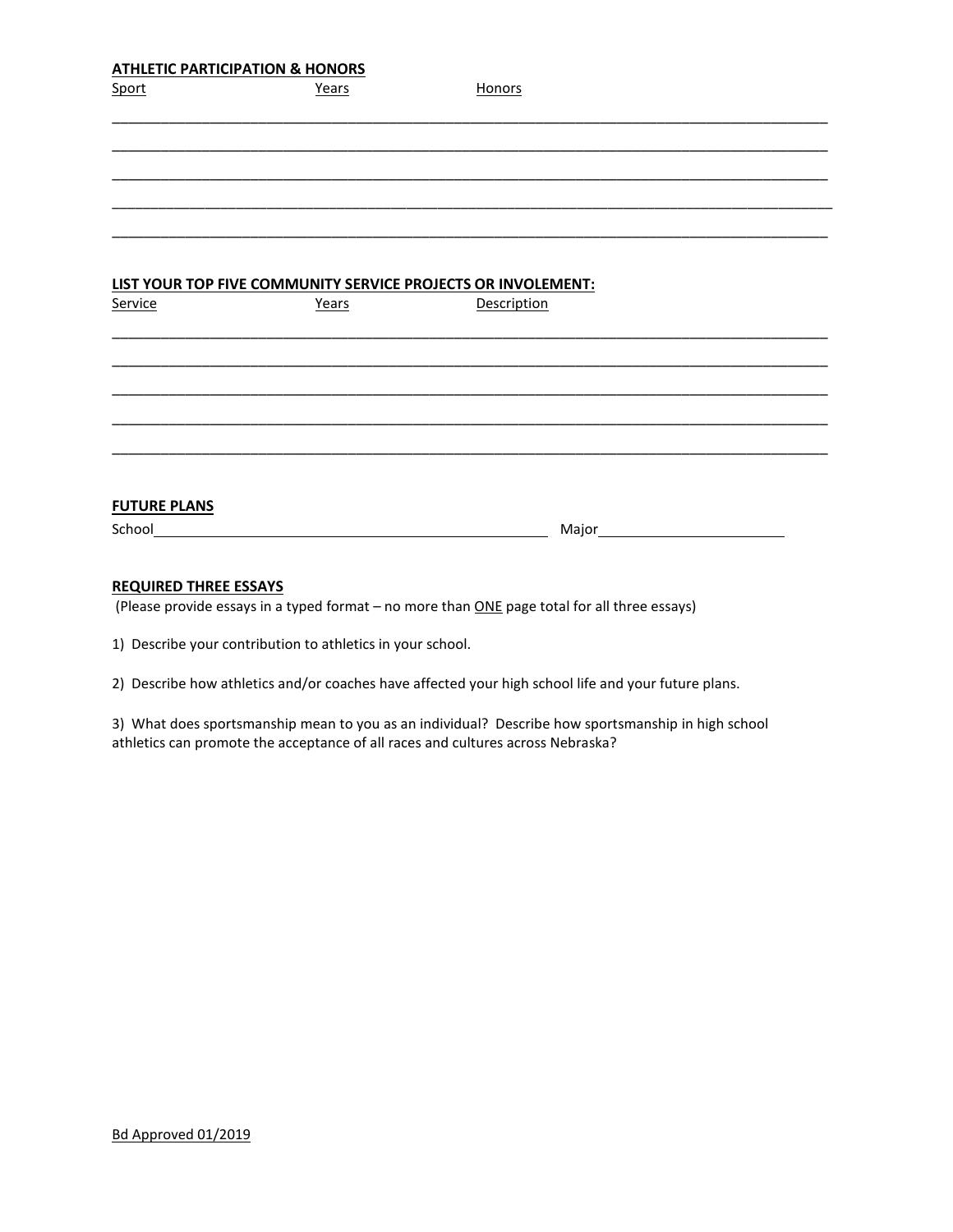**ATHLETIC PARTICIPATION & HONORS**

| Sport | Years | Honors |
|---|---|---|
| | | |
| | | |
| | | |
| | | |
| | | |

**LIST YOUR TOP FIVE COMMUNITY SERVICE PROJECTS OR INVOLEMENT:**

| Service | Years | Description |
|---|---|---|
| | | |
| | | |
| | | |
| | | |
| | | |

**FUTURE PLANS**

School\_\_\_\_\_\_\_\_\_\_\_\_\_\_\_\_\_\_\_\_\_\_\_\_\_\_\_\_\_\_\_\_\_\_\_\_\_\_\_\_ Major\_\_\_\_\_\_\_\_\_\_\_\_\_\_\_\_\_\_\_\_\_\_

**REQUIRED THREE ESSAYS**

(Please provide essays in a typed format – no more than ONE page total for all three essays)

1) Describe your contribution to athletics in your school.

2) Describe how athletics and/or coaches have affected your high school life and your future plans.

3) What does sportsmanship mean to you as an individual? Describe how sportsmanship in high school athletics can promote the acceptance of all races and cultures across Nebraska?

Bd Approved 01/2019